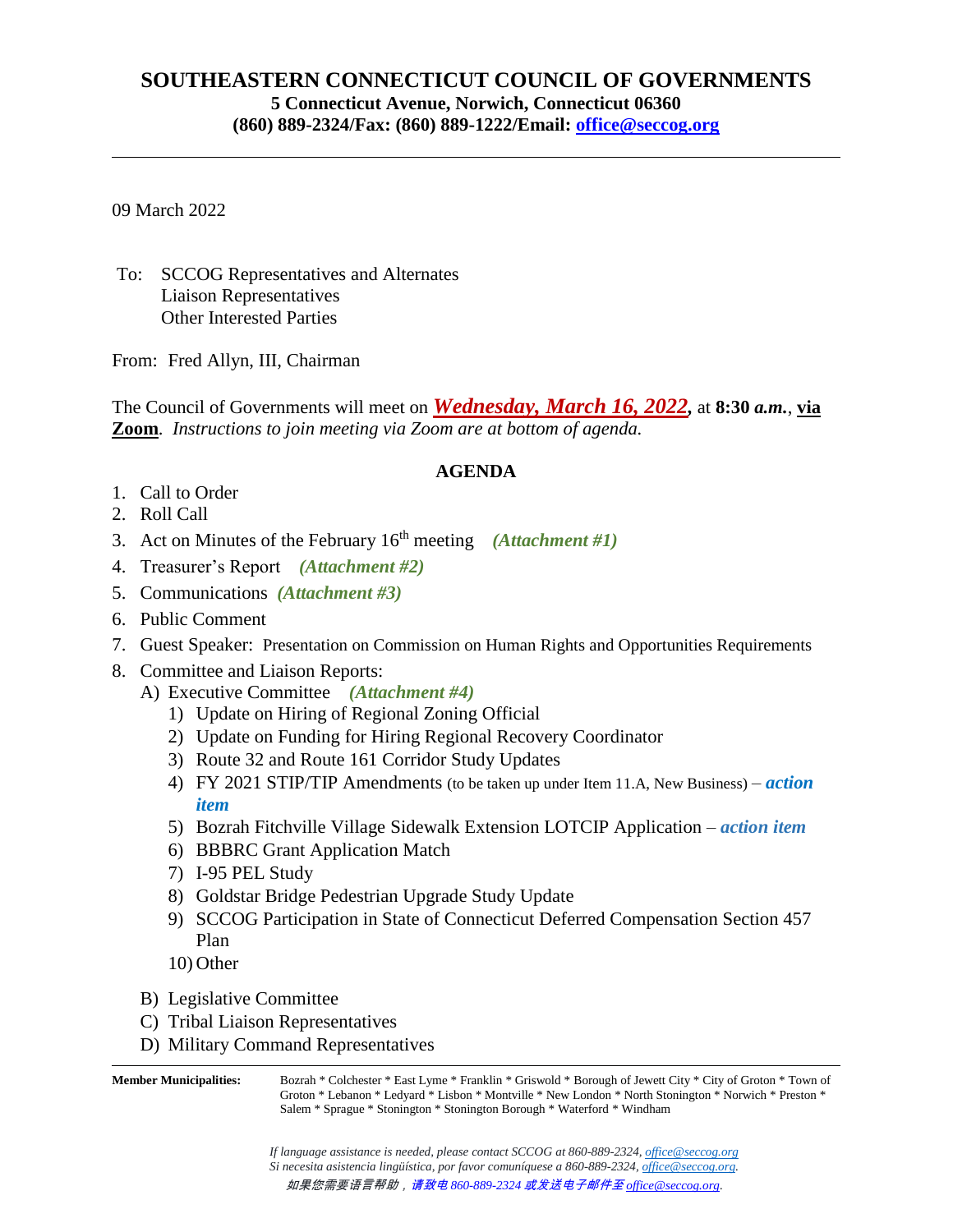# SOUTHEASTERN CONNECTICUT COUNCIL OF GOVERNMENTS

**5 Connecticut Avenue, Norwich, Connecticut 06360**
**(860) 889-2324/Fax: (860) 889-1222/Email: office@seccog.org**

---

09 March 2022

To: SCCOG Representatives and Alternates
Liaison Representatives
Other Interested Parties

From: Fred Allyn, III, Chairman

The Council of Governments will meet on ***Wednesday, March 16, 2022***, at **8:30 *a.m.***, **via Zoom**. *Instructions to join meeting via Zoom are at bottom of agenda.*

## AGENDA

1. Call to Order
2. Roll Call
3. Act on Minutes of the February 16th meeting ***(Attachment #1)***
4. Treasurer's Report ***(Attachment #2)***
5. Communications ***(Attachment #3)***
6. Public Comment
7. Guest Speaker: Presentation on Commission on Human Rights and Opportunities Requirements
8. Committee and Liaison Reports:
   A) Executive Committee ***(Attachment #4)***
      1) Update on Hiring of Regional Zoning Official
      2) Update on Funding for Hiring Regional Recovery Coordinator
      3) Route 32 and Route 161 Corridor Study Updates
      4) FY 2021 STIP/TIP Amendments (to be taken up under Item 11.A, New Business) – ***action item***
      5) Bozrah Fitchville Village Sidewalk Extension LOTCIP Application – ***action item***
      6) BBBRC Grant Application Match
      7) I-95 PEL Study
      8) Goldstar Bridge Pedestrian Upgrade Study Update
      9) SCCOG Participation in State of Connecticut Deferred Compensation Section 457 Plan
      10) Other

   B) Legislative Committee
   C) Tribal Liaison Representatives
   D) Military Command Representatives

---

**Member Municipalities:** Bozrah * Colchester * East Lyme * Franklin * Griswold * Borough of Jewett City * City of Groton * Town of Groton * Lebanon * Ledyard * Lisbon * Montville * New London * North Stonington * Norwich * Preston * Salem * Sprague * Stonington * Stonington Borough * Waterford * Windham

*If language assistance is needed, please contact SCCOG at 860-889-2324, office@seccog.org*
*Si necesita asistencia lingüística, por favor comuníquese a 860-889-2324, office@seccog.org.*
*如果您需要语言帮助，请致电 860-889-2324 或发送电子邮件至 office@seccog.org.*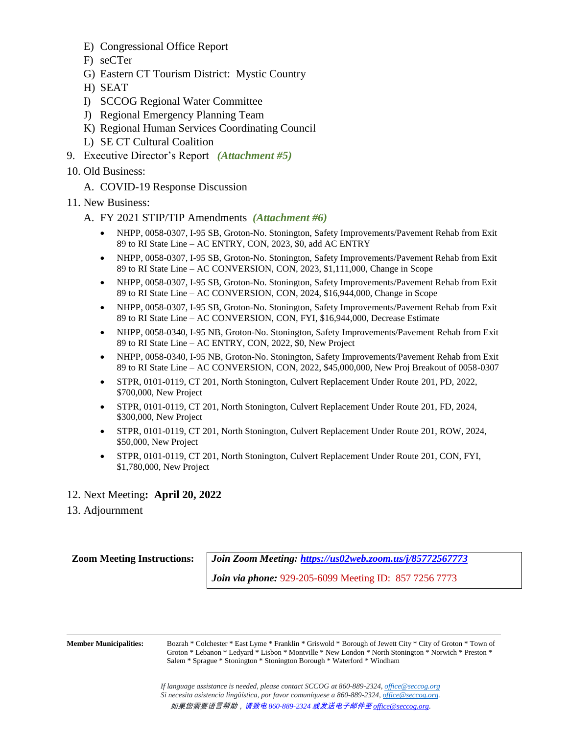E) Congressional Office Report
F) seCTer
G) Eastern CT Tourism District: Mystic Country
H) SEAT
I) SCCOG Regional Water Committee
J) Regional Emergency Planning Team
K) Regional Human Services Coordinating Council
L) SE CT Cultural Coalition

9. Executive Director's Report ***(Attachment #5)***
10. Old Business:
    A. COVID-19 Response Discussion
11. New Business:
    A. FY 2021 STIP/TIP Amendments ***(Attachment #6)***
    - NHPP, 0058-0307, I-95 SB, Groton-No. Stonington, Safety Improvements/Pavement Rehab from Exit 89 to RI State Line – AC ENTRY, CON, 2023, $0, add AC ENTRY
    - NHPP, 0058-0307, I-95 SB, Groton-No. Stonington, Safety Improvements/Pavement Rehab from Exit 89 to RI State Line – AC CONVERSION, CON, 2023, $1,111,000, Change in Scope
    - NHPP, 0058-0307, I-95 SB, Groton-No. Stonington, Safety Improvements/Pavement Rehab from Exit 89 to RI State Line – AC CONVERSION, CON, 2024, $16,944,000, Change in Scope
    - NHPP, 0058-0307, I-95 SB, Groton-No. Stonington, Safety Improvements/Pavement Rehab from Exit 89 to RI State Line – AC CONVERSION, CON, FYI, $16,944,000, Decrease Estimate
    - NHPP, 0058-0340, I-95 NB, Groton-No. Stonington, Safety Improvements/Pavement Rehab from Exit 89 to RI State Line – AC ENTRY, CON, 2022, $0, New Project
    - NHPP, 0058-0340, I-95 NB, Groton-No. Stonington, Safety Improvements/Pavement Rehab from Exit 89 to RI State Line – AC CONVERSION, CON, 2022, $45,000,000, New Proj Breakout of 0058-0307
    - STPR, 0101-0119, CT 201, North Stonington, Culvert Replacement Under Route 201, PD, 2022, $700,000, New Project
    - STPR, 0101-0119, CT 201, North Stonington, Culvert Replacement Under Route 201, FD, 2024, $300,000, New Project
    - STPR, 0101-0119, CT 201, North Stonington, Culvert Replacement Under Route 201, ROW, 2024, $50,000, New Project
    - STPR, 0101-0119, CT 201, North Stonington, Culvert Replacement Under Route 201, CON, FYI, $1,780,000, New Project
12. Next Meeting**: April 20, 2022**
13. Adjournment

| **Zoom Meeting Instructions:** | ***Join Zoom Meeting:*** ***https://us02web.zoom.us/j/85772567773*** |
|---|---|
| | ***Join via phone:*** 929-205-6099 Meeting ID: 857 7256 7773 |

**Member Municipalities:** Bozrah * Colchester * East Lyme * Franklin * Griswold * Borough of Jewett City * City of Groton * Town of Groton * Lebanon * Ledyard * Lisbon * Montville * New London * North Stonington * Norwich * Preston * Salem * Sprague * Stonington * Stonington Borough * Waterford * Windham

*If language assistance is needed, please contact SCCOG at 860-889-2324, office@seccog.org*
*Si necesita asistencia lingüística, por favor comuníquese a 860-889-2324, office@seccog.org.*
*如果您需要语言帮助，请致电 860-889-2324 或发送电子邮件至 office@seccog.org.*